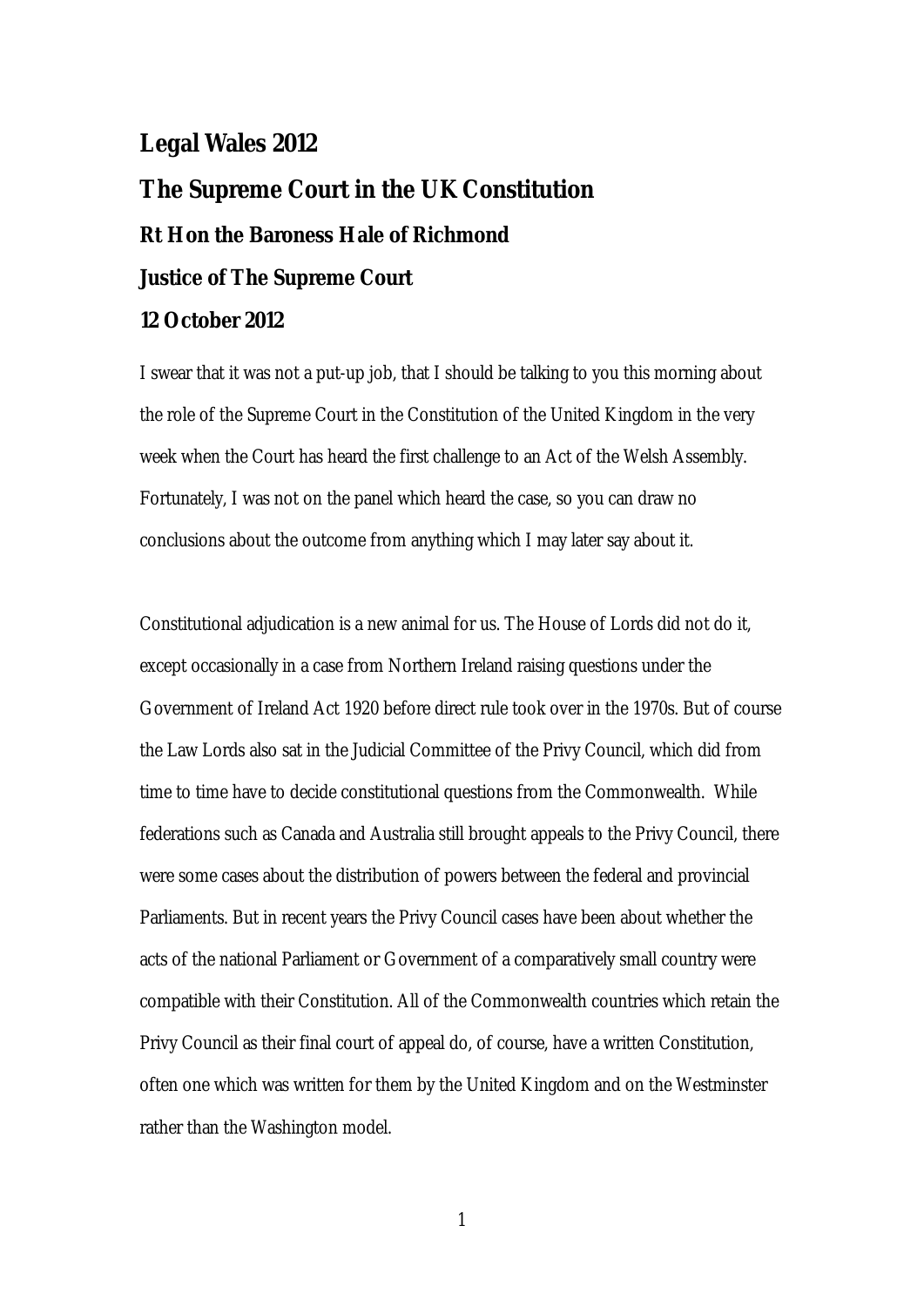# Legal Wales 2012

## The Supreme Court in the UK Constitution

### Rt Hon the Baroness Hale of Richmond

### Justice of The Supreme Court

### 12 October 2012

I swear that it was not a put-up job, that I should be talking to you this morning about the role of the Supreme Court in the Constitution of the United Kingdom in the very week when the Court has heard the first challenge to an Act of the Welsh Assembly. Fortunately, I was not on the panel which heard the case, so you can draw no conclusions about the outcome from anything which I may later say about it.

Constitutional adjudication is a new animal for us. The House of Lords did not do it, except occasionally in a case from Northern Ireland raising questions under the Government of Ireland Act 1920 before direct rule took over in the 1970s. But of course the Law Lords also sat in the Judicial Committee of the Privy Council, which did from time to time have to decide constitutional questions from the Commonwealth. While federations such as Canada and Australia still brought appeals to the Privy Council, there were some cases about the distribution of powers between the federal and provincial Parliaments. But in recent years the Privy Council cases have been about whether the acts of the national Parliament or Government of a comparatively small country were compatible with their Constitution. All of the Commonwealth countries which retain the Privy Council as their final court of appeal do, of course, have a written Constitution, often one which was written for them by the United Kingdom and on the Westminster rather than the Washington model.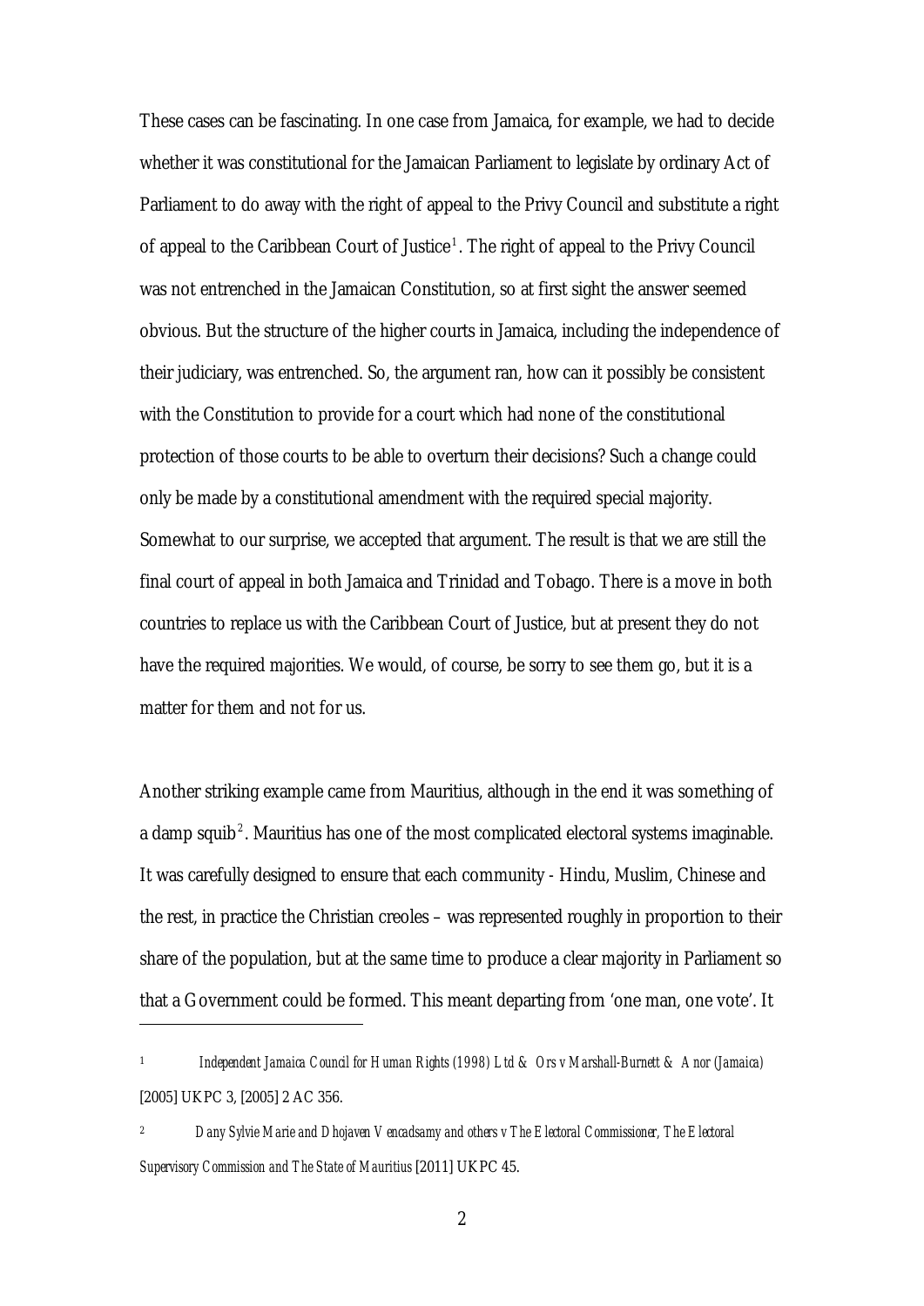These cases can be fascinating. In one case from Jamaica, for example, we had to decide whether it was constitutional for the Jamaican Parliament to legislate by ordinary Act of Parliament to do away with the right of appeal to the Privy Council and substitute a right of appeal to the Caribbean Court of Justice[1]. The right of appeal to the Privy Council was not entrenched in the Jamaican Constitution, so at first sight the answer seemed obvious. But the structure of the higher courts in Jamaica, including the independence of their judiciary, was entrenched. So, the argument ran, how can it possibly be consistent with the Constitution to provide for a court which had none of the constitutional protection of those courts to be able to overturn their decisions? Such a change could only be made by a constitutional amendment with the required special majority. Somewhat to our surprise, we accepted that argument. The result is that we are still the final court of appeal in both Jamaica and Trinidad and Tobago. There is a move in both countries to replace us with the Caribbean Court of Justice, but at present they do not have the required majorities. We would, of course, be sorry to see them go, but it is a matter for them and not for us.

Another striking example came from Mauritius, although in the end it was something of a damp squib[2]. Mauritius has one of the most complicated electoral systems imaginable. It was carefully designed to ensure that each community - Hindu, Muslim, Chinese and the rest, in practice the Christian creoles – was represented roughly in proportion to their share of the population, but at the same time to produce a clear majority in Parliament so that a Government could be formed. This meant departing from 'one man, one vote'. It

---

[1] *Independent Jamaica Council for Human Rights (1998) Ltd & Ors v Marshall-Burnett & Anor (Jamaica)* [2005] UKPC 3, [2005] 2 AC 356.

[2] *Dany Sylvie Marie and Dhojaven Vencadsamy and others v The Electoral Commissioner, The Electoral Supervisory Commission and The State of Mauritius* [2011] UKPC 45.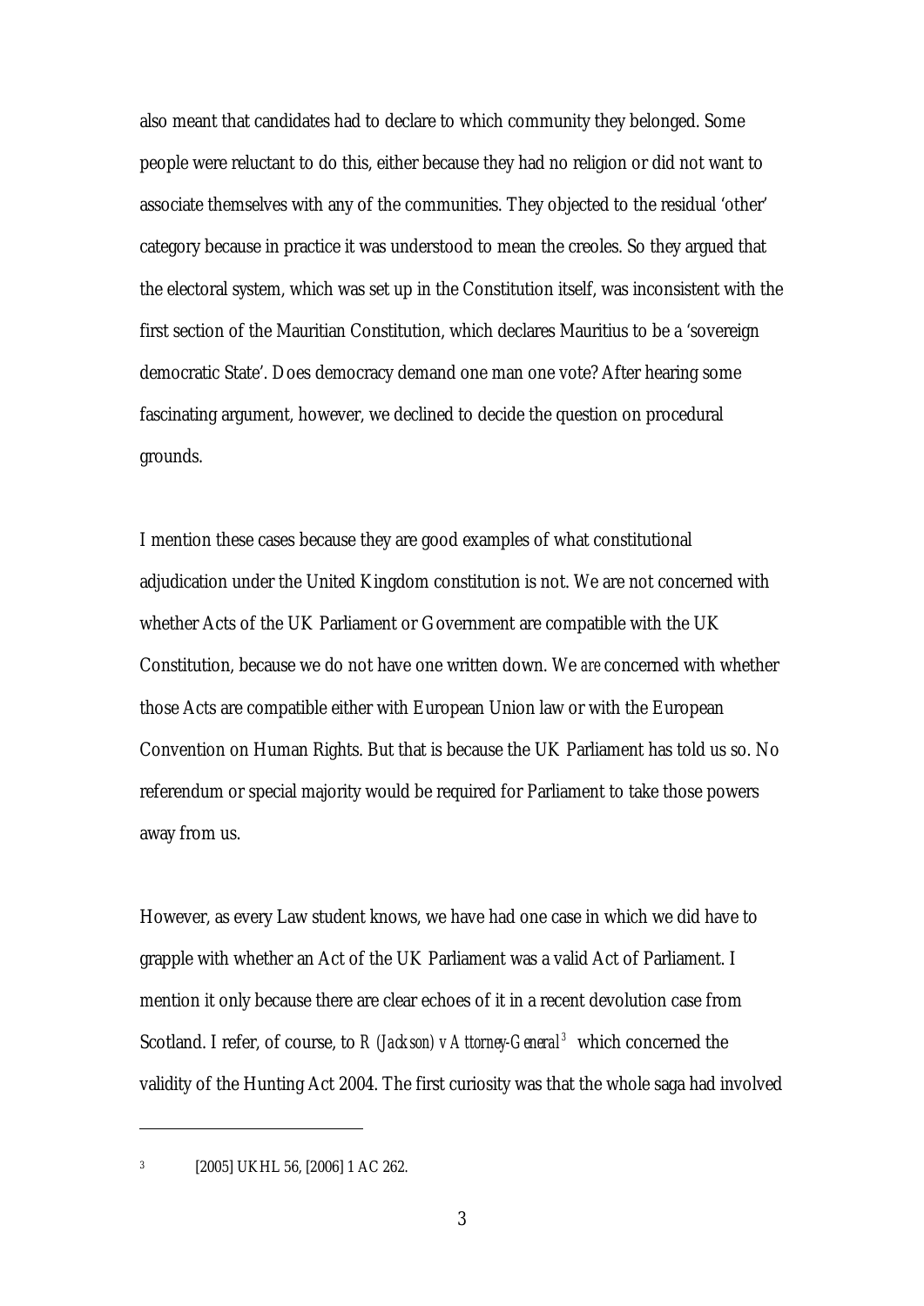also meant that candidates had to declare to which community they belonged. Some people were reluctant to do this, either because they had no religion or did not want to associate themselves with any of the communities. They objected to the residual 'other' category because in practice it was understood to mean the creoles. So they argued that the electoral system, which was set up in the Constitution itself, was inconsistent with the first section of the Mauritian Constitution, which declares Mauritius to be a 'sovereign democratic State'. Does democracy demand one man one vote? After hearing some fascinating argument, however, we declined to decide the question on procedural grounds.

I mention these cases because they are good examples of what constitutional adjudication under the United Kingdom constitution is not. We are not concerned with whether Acts of the UK Parliament or Government are compatible with the UK Constitution, because we do not have one written down. We *are* concerned with whether those Acts are compatible either with European Union law or with the European Convention on Human Rights. But that is because the UK Parliament has told us so. No referendum or special majority would be required for Parliament to take those powers away from us.

However, as every Law student knows, we have had one case in which we did have to grapple with whether an Act of the UK Parliament was a valid Act of Parliament. I mention it only because there are clear echoes of it in a recent devolution case from Scotland. I refer, of course, to *R (Jackson) v Attorney-General*[3] which concerned the validity of the Hunting Act 2004. The first curiosity was that the whole saga had involved

---

[3] [2005] UKHL 56, [2006] 1 AC 262.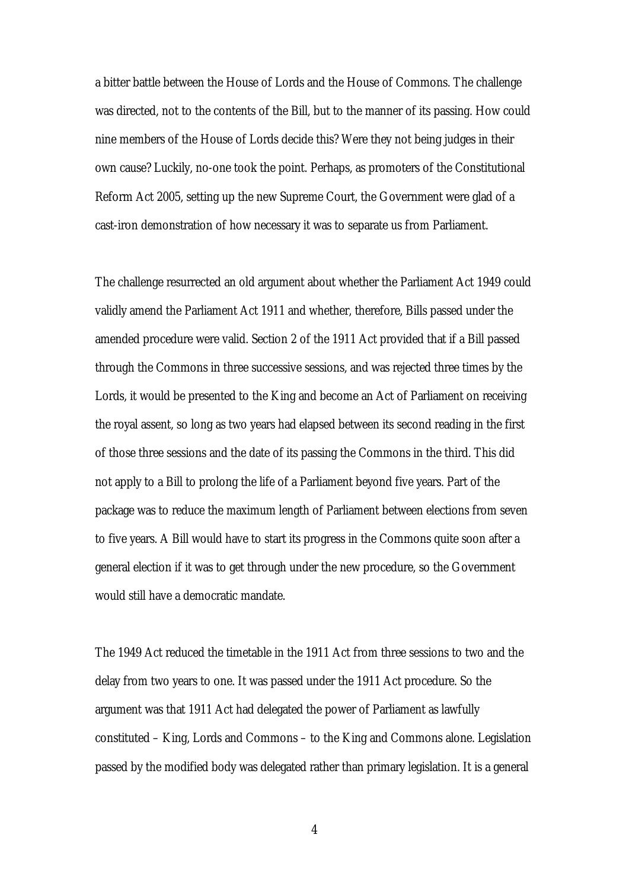a bitter battle between the House of Lords and the House of Commons. The challenge was directed, not to the contents of the Bill, but to the manner of its passing. How could nine members of the House of Lords decide this? Were they not being judges in their own cause? Luckily, no-one took the point. Perhaps, as promoters of the Constitutional Reform Act 2005, setting up the new Supreme Court, the Government were glad of a cast-iron demonstration of how necessary it was to separate us from Parliament.

The challenge resurrected an old argument about whether the Parliament Act 1949 could validly amend the Parliament Act 1911 and whether, therefore, Bills passed under the amended procedure were valid. Section 2 of the 1911 Act provided that if a Bill passed through the Commons in three successive sessions, and was rejected three times by the Lords, it would be presented to the King and become an Act of Parliament on receiving the royal assent, so long as two years had elapsed between its second reading in the first of those three sessions and the date of its passing the Commons in the third. This did not apply to a Bill to prolong the life of a Parliament beyond five years. Part of the package was to reduce the maximum length of Parliament between elections from seven to five years. A Bill would have to start its progress in the Commons quite soon after a general election if it was to get through under the new procedure, so the Government would still have a democratic mandate.

The 1949 Act reduced the timetable in the 1911 Act from three sessions to two and the delay from two years to one. It was passed under the 1911 Act procedure. So the argument was that 1911 Act had delegated the power of Parliament as lawfully constituted – King, Lords and Commons – to the King and Commons alone. Legislation passed by the modified body was delegated rather than primary legislation. It is a general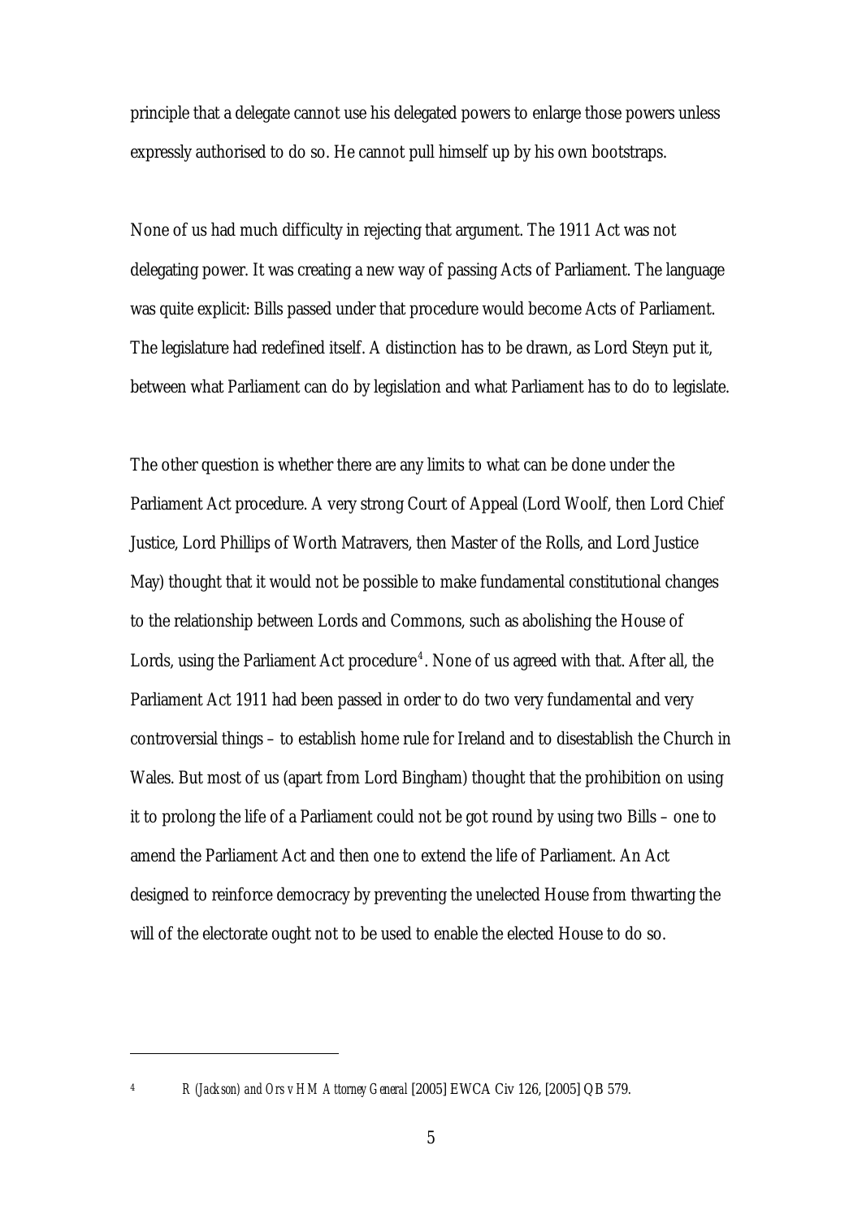principle that a delegate cannot use his delegated powers to enlarge those powers unless expressly authorised to do so. He cannot pull himself up by his own bootstraps.

None of us had much difficulty in rejecting that argument. The 1911 Act was not delegating power. It was creating a new way of passing Acts of Parliament. The language was quite explicit: Bills passed under that procedure would become Acts of Parliament. The legislature had redefined itself. A distinction has to be drawn, as Lord Steyn put it, between what Parliament can do by legislation and what Parliament has to do to legislate.

The other question is whether there are any limits to what can be done under the Parliament Act procedure. A very strong Court of Appeal (Lord Woolf, then Lord Chief Justice, Lord Phillips of Worth Matravers, then Master of the Rolls, and Lord Justice May) thought that it would not be possible to make fundamental constitutional changes to the relationship between Lords and Commons, such as abolishing the House of Lords, using the Parliament Act procedure[4]. None of us agreed with that. After all, the Parliament Act 1911 had been passed in order to do two very fundamental and very controversial things – to establish home rule for Ireland and to disestablish the Church in Wales. But most of us (apart from Lord Bingham) thought that the prohibition on using it to prolong the life of a Parliament could not be got round by using two Bills – one to amend the Parliament Act and then one to extend the life of Parliament. An Act designed to reinforce democracy by preventing the unelected House from thwarting the will of the electorate ought not to be used to enable the elected House to do so.

---

[4] *R (Jackson) and Ors v HM Attorney General* [2005] EWCA Civ 126, [2005] QB 579.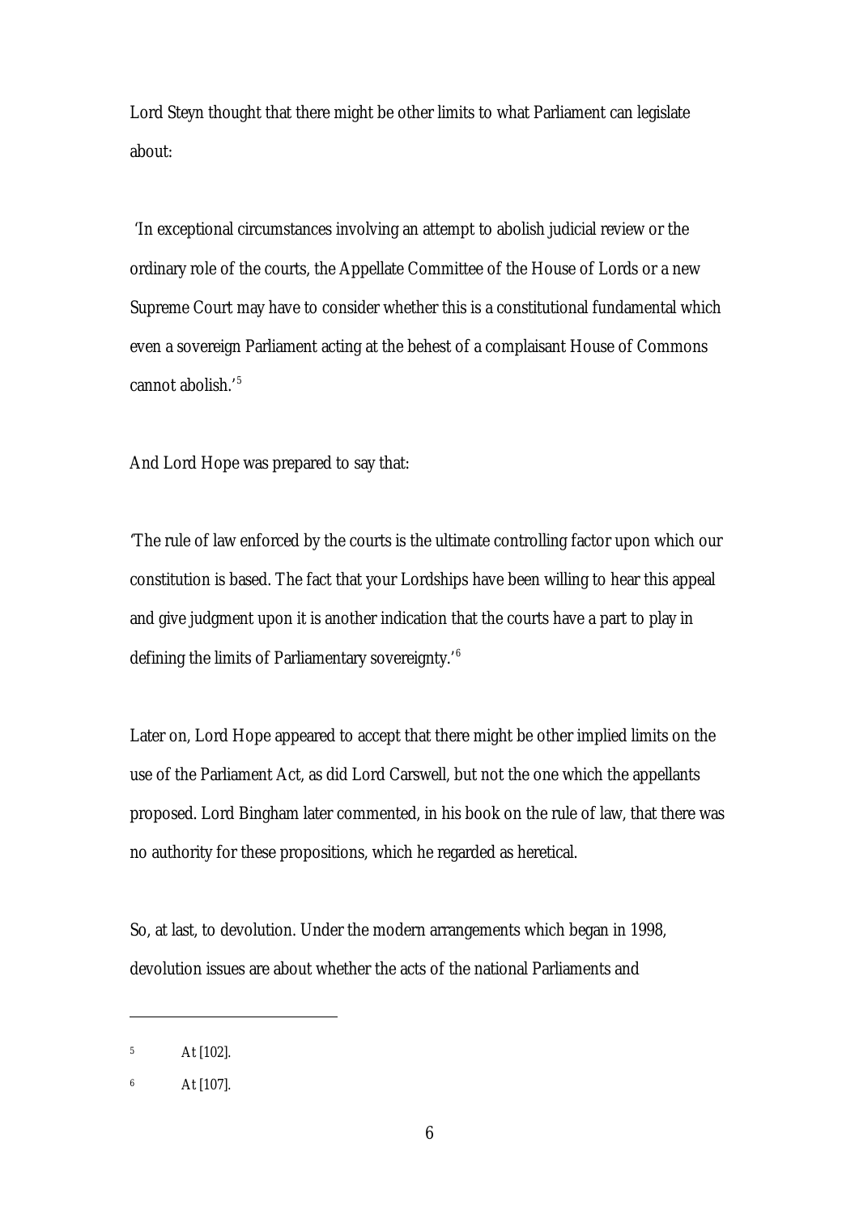Lord Steyn thought that there might be other limits to what Parliament can legislate about:

'In exceptional circumstances involving an attempt to abolish judicial review or the ordinary role of the courts, the Appellate Committee of the House of Lords or a new Supreme Court may have to consider whether this is a constitutional fundamental which even a sovereign Parliament acting at the behest of a complaisant House of Commons cannot abolish.'[5]

And Lord Hope was prepared to say that:

'The rule of law enforced by the courts is the ultimate controlling factor upon which our constitution is based. The fact that your Lordships have been willing to hear this appeal and give judgment upon it is another indication that the courts have a part to play in defining the limits of Parliamentary sovereignty.'[6]

Later on, Lord Hope appeared to accept that there might be other implied limits on the use of the Parliament Act, as did Lord Carswell, but not the one which the appellants proposed. Lord Bingham later commented, in his book on the rule of law, that there was no authority for these propositions, which he regarded as heretical.

So, at last, to devolution. Under the modern arrangements which began in 1998, devolution issues are about whether the acts of the national Parliaments and

---

[5] At [102].

[6] At [107].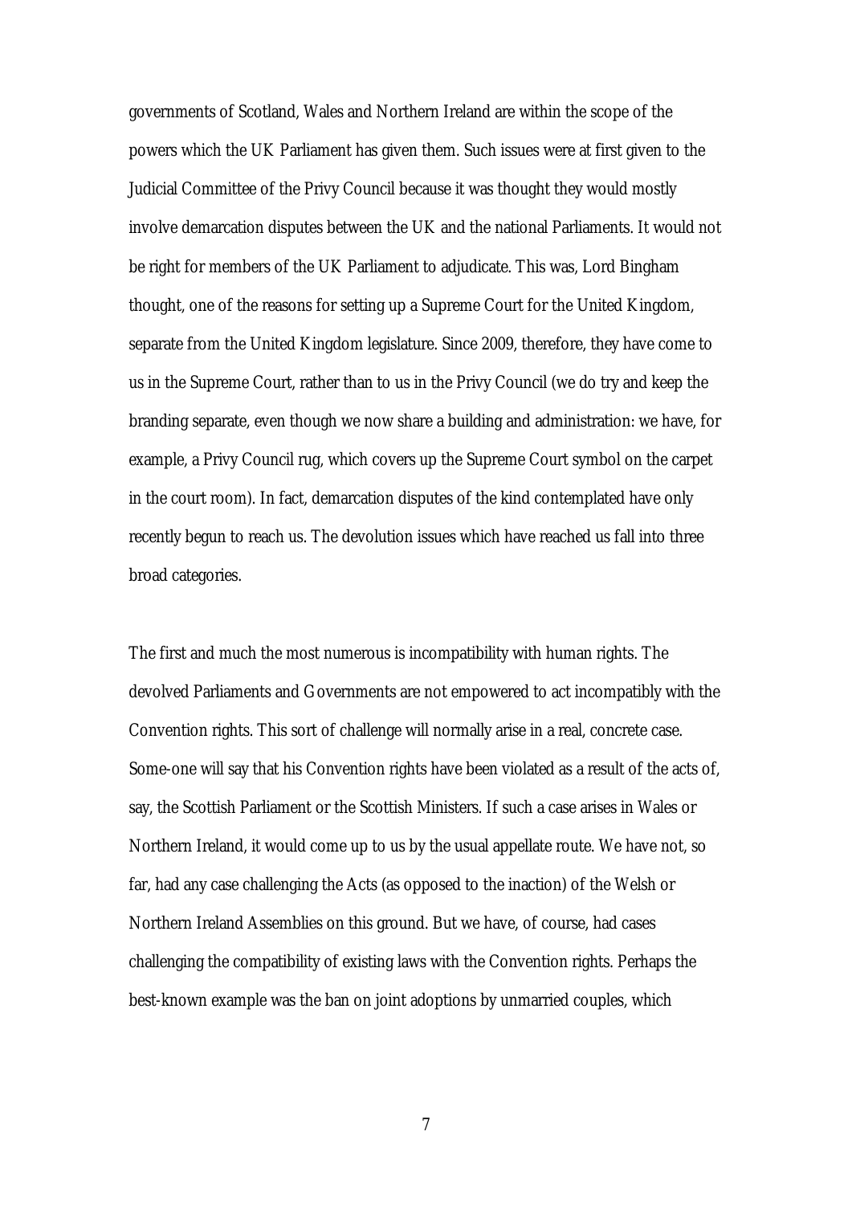governments of Scotland, Wales and Northern Ireland are within the scope of the powers which the UK Parliament has given them. Such issues were at first given to the Judicial Committee of the Privy Council because it was thought they would mostly involve demarcation disputes between the UK and the national Parliaments. It would not be right for members of the UK Parliament to adjudicate. This was, Lord Bingham thought, one of the reasons for setting up a Supreme Court for the United Kingdom, separate from the United Kingdom legislature. Since 2009, therefore, they have come to us in the Supreme Court, rather than to us in the Privy Council (we do try and keep the branding separate, even though we now share a building and administration: we have, for example, a Privy Council rug, which covers up the Supreme Court symbol on the carpet in the court room). In fact, demarcation disputes of the kind contemplated have only recently begun to reach us. The devolution issues which have reached us fall into three broad categories.

The first and much the most numerous is incompatibility with human rights. The devolved Parliaments and Governments are not empowered to act incompatibly with the Convention rights. This sort of challenge will normally arise in a real, concrete case. Some-one will say that his Convention rights have been violated as a result of the acts of, say, the Scottish Parliament or the Scottish Ministers. If such a case arises in Wales or Northern Ireland, it would come up to us by the usual appellate route. We have not, so far, had any case challenging the Acts (as opposed to the inaction) of the Welsh or Northern Ireland Assemblies on this ground. But we have, of course, had cases challenging the compatibility of existing laws with the Convention rights. Perhaps the best-known example was the ban on joint adoptions by unmarried couples, which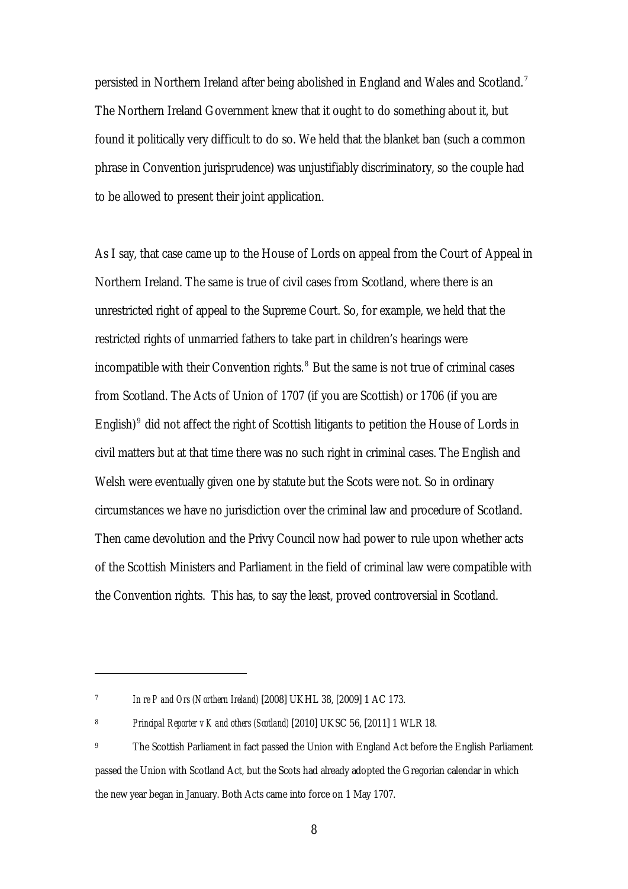persisted in Northern Ireland after being abolished in England and Wales and Scotland.[7] The Northern Ireland Government knew that it ought to do something about it, but found it politically very difficult to do so. We held that the blanket ban (such a common phrase in Convention jurisprudence) was unjustifiably discriminatory, so the couple had to be allowed to present their joint application.

As I say, that case came up to the House of Lords on appeal from the Court of Appeal in Northern Ireland. The same is true of civil cases from Scotland, where there is an unrestricted right of appeal to the Supreme Court. So, for example, we held that the restricted rights of unmarried fathers to take part in children's hearings were incompatible with their Convention rights.[8] But the same is not true of criminal cases from Scotland. The Acts of Union of 1707 (if you are Scottish) or 1706 (if you are English)[9] did not affect the right of Scottish litigants to petition the House of Lords in civil matters but at that time there was no such right in criminal cases. The English and Welsh were eventually given one by statute but the Scots were not. So in ordinary circumstances we have no jurisdiction over the criminal law and procedure of Scotland. Then came devolution and the Privy Council now had power to rule upon whether acts of the Scottish Ministers and Parliament in the field of criminal law were compatible with the Convention rights. This has, to say the least, proved controversial in Scotland.

---

[7] *In re P and Ors (Northern Ireland)* [2008] UKHL 38, [2009] 1 AC 173.

[8] *Principal Reporter v K and others (Scotland)* [2010] UKSC 56, [2011] 1 WLR 18.

[9] The Scottish Parliament in fact passed the Union with England Act before the English Parliament passed the Union with Scotland Act, but the Scots had already adopted the Gregorian calendar in which the new year began in January. Both Acts came into force on 1 May 1707.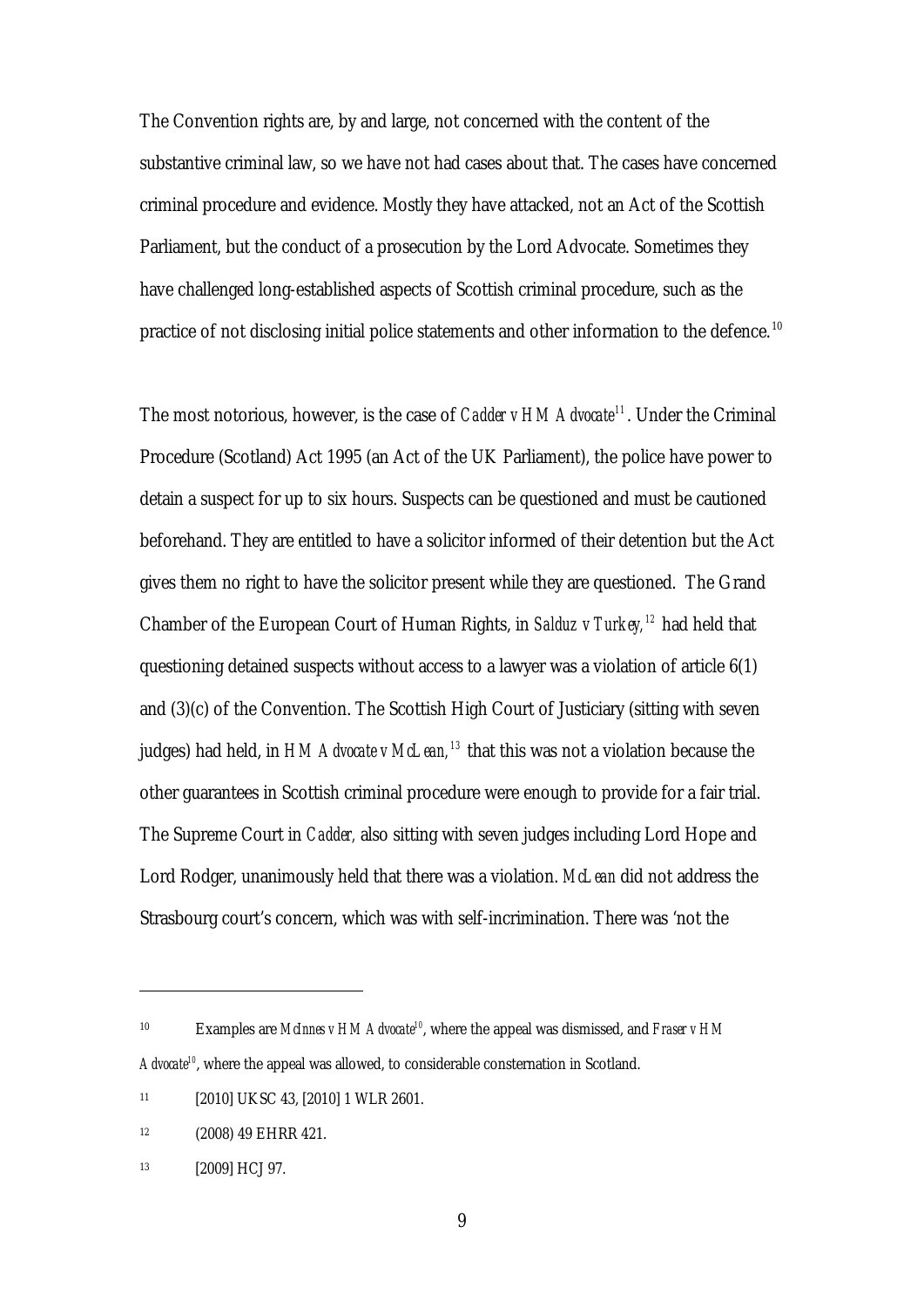The Convention rights are, by and large, not concerned with the content of the substantive criminal law, so we have not had cases about that. The cases have concerned criminal procedure and evidence. Mostly they have attacked, not an Act of the Scottish Parliament, but the conduct of a prosecution by the Lord Advocate. Sometimes they have challenged long-established aspects of Scottish criminal procedure, such as the practice of not disclosing initial police statements and other information to the defence.[10]

The most notorious, however, is the case of *Cadder v HM Advocate*[11]. Under the Criminal Procedure (Scotland) Act 1995 (an Act of the UK Parliament), the police have power to detain a suspect for up to six hours. Suspects can be questioned and must be cautioned beforehand. They are entitled to have a solicitor informed of their detention but the Act gives them no right to have the solicitor present while they are questioned. The Grand Chamber of the European Court of Human Rights, in *Salduz v Turkey,*[12] had held that questioning detained suspects without access to a lawyer was a violation of article 6(1) and (3)(c) of the Convention. The Scottish High Court of Justiciary (sitting with seven judges) had held, in *HM Advocate v McLean,*[13] that this was not a violation because the other guarantees in Scottish criminal procedure were enough to provide for a fair trial. The Supreme Court in *Cadder,* also sitting with seven judges including Lord Hope and Lord Rodger, unanimously held that there was a violation. *McLean* did not address the Strasbourg court's concern, which was with self-incrimination. There was 'not the

---

[10] Examples are *McInnes v HM Advocate*[10], where the appeal was dismissed, and *Fraser v HM Advocate*[10], where the appeal was allowed, to considerable consternation in Scotland.

[11] [2010] UKSC 43, [2010] 1 WLR 2601.

[12] (2008) 49 EHRR 421.

[13] [2009] HCJ 97.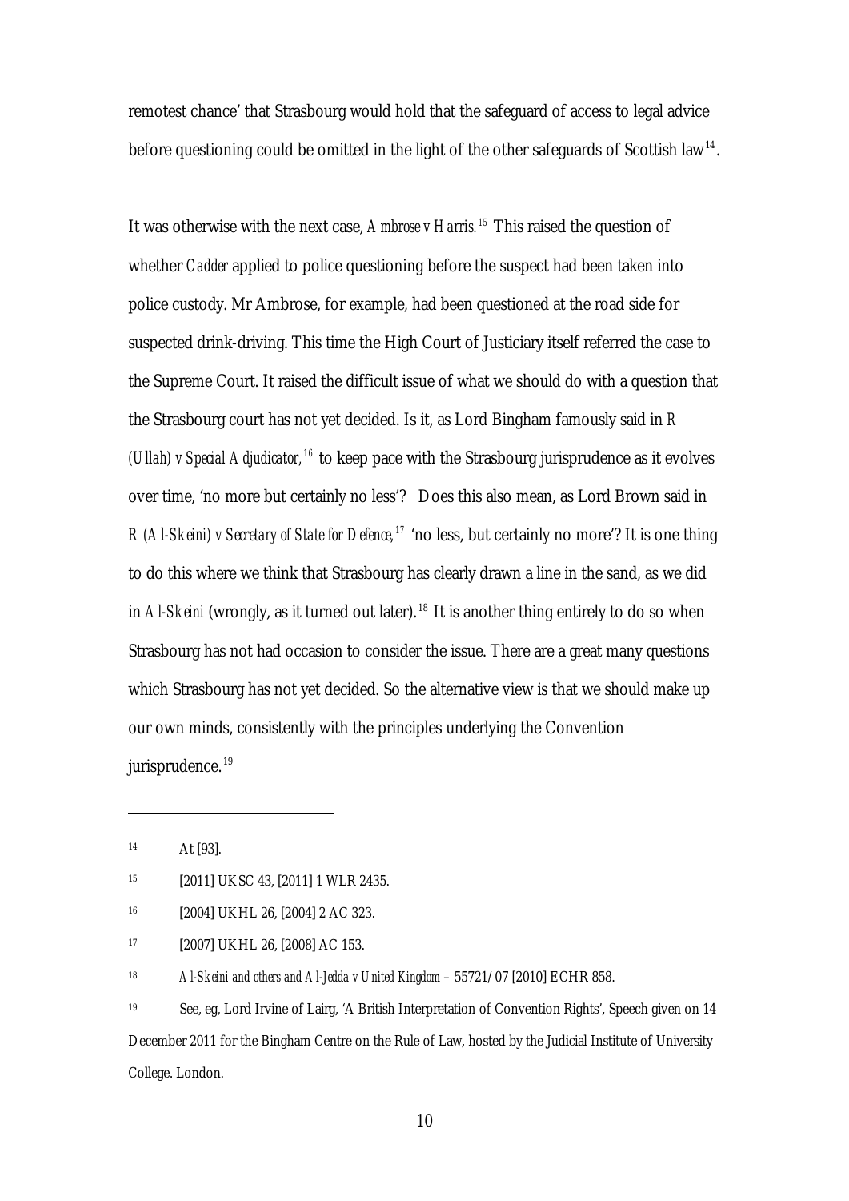remotest chance' that Strasbourg would hold that the safeguard of access to legal advice before questioning could be omitted in the light of the other safeguards of Scottish law[14].

It was otherwise with the next case, *Ambrose v Harris.*[15] This raised the question of whether *Cadder* applied to police questioning before the suspect had been taken into police custody. Mr Ambrose, for example, had been questioned at the road side for suspected drink-driving. This time the High Court of Justiciary itself referred the case to the Supreme Court. It raised the difficult issue of what we should do with a question that the Strasbourg court has not yet decided. Is it, as Lord Bingham famously said in *R (Ullah) v Special Adjudicator,*[16] to keep pace with the Strasbourg jurisprudence as it evolves over time, 'no more but certainly no less'? Does this also mean, as Lord Brown said in *R (Al-Skeini) v Secretary of State for Defence,*[17] 'no less, but certainly no more'? It is one thing to do this where we think that Strasbourg has clearly drawn a line in the sand, as we did in *Al-Skeini* (wrongly, as it turned out later).[18] It is another thing entirely to do so when Strasbourg has not had occasion to consider the issue. There are a great many questions which Strasbourg has not yet decided. So the alternative view is that we should make up our own minds, consistently with the principles underlying the Convention jurisprudence.[19]

---

[14] At [93].

[15] [2011] UKSC 43, [2011] 1 WLR 2435.

[16] [2004] UKHL 26, [2004] 2 AC 323.

[17] [2007] UKHL 26, [2008] AC 153.

[18] *Al-Skeini and others and Al-Jedda v United Kingdom* – 55721/07 [2010] ECHR 858.

[19] See, eg, Lord Irvine of Lairg, 'A British Interpretation of Convention Rights', Speech given on 14 December 2011 for the Bingham Centre on the Rule of Law, hosted by the Judicial Institute of University College. London.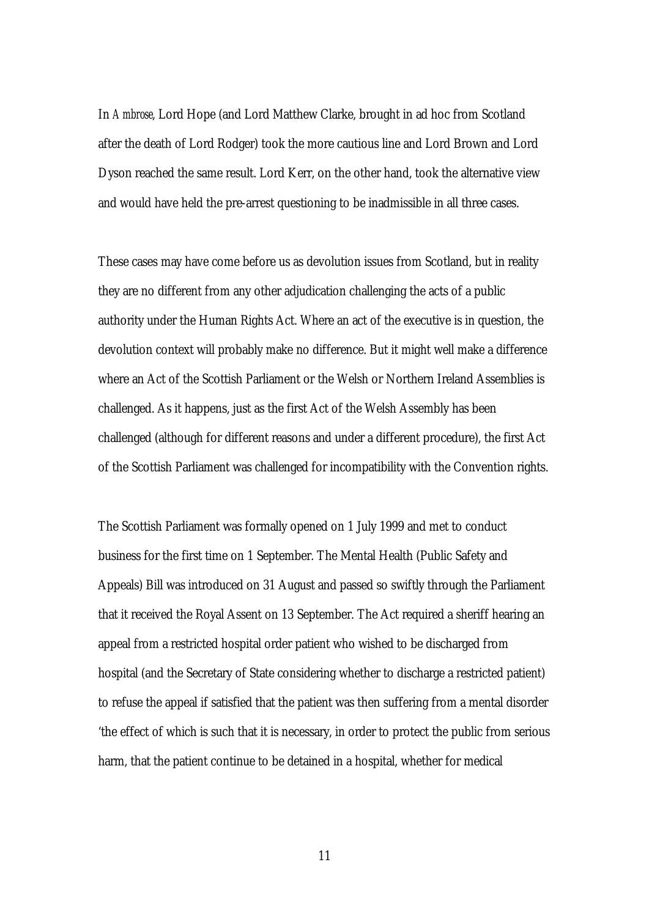In *Ambrose*, Lord Hope (and Lord Matthew Clarke, brought in ad hoc from Scotland after the death of Lord Rodger) took the more cautious line and Lord Brown and Lord Dyson reached the same result. Lord Kerr, on the other hand, took the alternative view and would have held the pre-arrest questioning to be inadmissible in all three cases.

These cases may have come before us as devolution issues from Scotland, but in reality they are no different from any other adjudication challenging the acts of a public authority under the Human Rights Act. Where an act of the executive is in question, the devolution context will probably make no difference. But it might well make a difference where an Act of the Scottish Parliament or the Welsh or Northern Ireland Assemblies is challenged. As it happens, just as the first Act of the Welsh Assembly has been challenged (although for different reasons and under a different procedure), the first Act of the Scottish Parliament was challenged for incompatibility with the Convention rights.

The Scottish Parliament was formally opened on 1 July 1999 and met to conduct business for the first time on 1 September. The Mental Health (Public Safety and Appeals) Bill was introduced on 31 August and passed so swiftly through the Parliament that it received the Royal Assent on 13 September. The Act required a sheriff hearing an appeal from a restricted hospital order patient who wished to be discharged from hospital (and the Secretary of State considering whether to discharge a restricted patient) to refuse the appeal if satisfied that the patient was then suffering from a mental disorder 'the effect of which is such that it is necessary, in order to protect the public from serious harm, that the patient continue to be detained in a hospital, whether for medical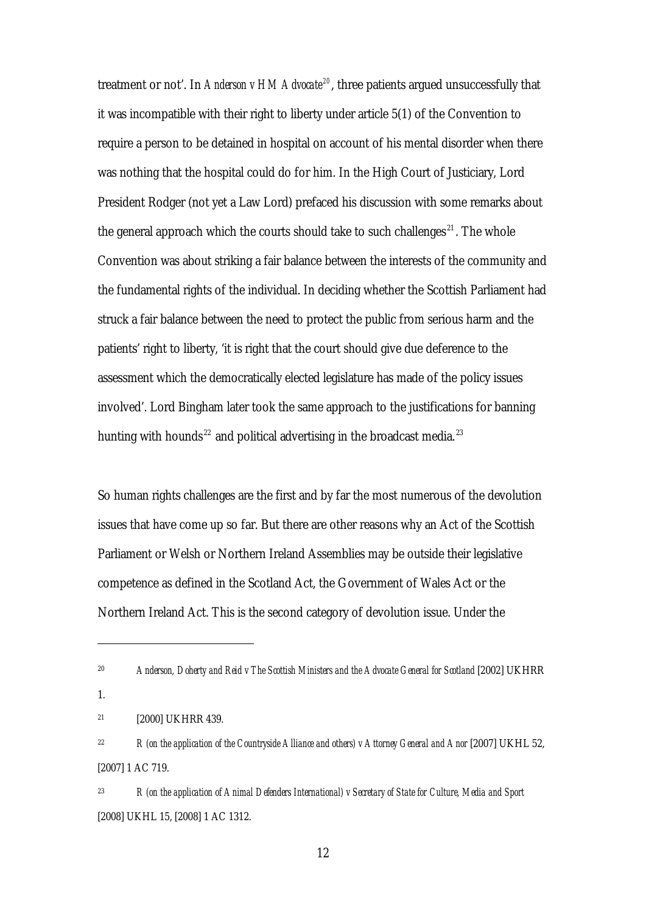treatment or not'. In *Anderson v HM Advocate*[20], three patients argued unsuccessfully that it was incompatible with their right to liberty under article 5(1) of the Convention to require a person to be detained in hospital on account of his mental disorder when there was nothing that the hospital could do for him. In the High Court of Justiciary, Lord President Rodger (not yet a Law Lord) prefaced his discussion with some remarks about the general approach which the courts should take to such challenges[21]. The whole Convention was about striking a fair balance between the interests of the community and the fundamental rights of the individual. In deciding whether the Scottish Parliament had struck a fair balance between the need to protect the public from serious harm and the patients' right to liberty, 'it is right that the court should give due deference to the assessment which the democratically elected legislature has made of the policy issues involved'. Lord Bingham later took the same approach to the justifications for banning hunting with hounds[22] and political advertising in the broadcast media.[23]

So human rights challenges are the first and by far the most numerous of the devolution issues that have come up so far. But there are other reasons why an Act of the Scottish Parliament or Welsh or Northern Ireland Assemblies may be outside their legislative competence as defined in the Scotland Act, the Government of Wales Act or the Northern Ireland Act. This is the second category of devolution issue. Under the

---

[20] *Anderson, Doherty and Reid v The Scottish Ministers and the Advocate General for Scotland* [2002] UKHRR 1.

[21] [2000] UKHRR 439.

[22] *R (on the application of the Countryside Alliance and others) v Attorney General and Anor* [2007] UKHL 52, [2007] 1 AC 719.

[23] *R (on the application of Animal Defenders International) v Secretary of State for Culture, Media and Sport* [2008] UKHL 15, [2008] 1 AC 1312.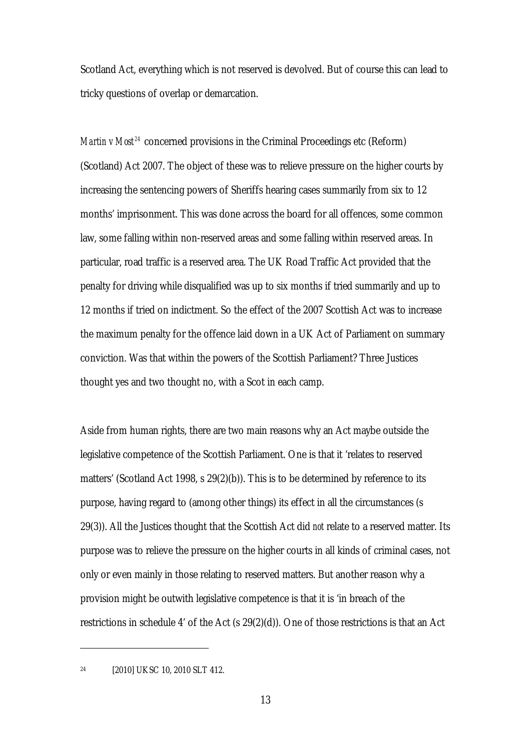Scotland Act, everything which is not reserved is devolved. But of course this can lead to tricky questions of overlap or demarcation.

*Martin v Most*[24] concerned provisions in the Criminal Proceedings etc (Reform) (Scotland) Act 2007. The object of these was to relieve pressure on the higher courts by increasing the sentencing powers of Sheriffs hearing cases summarily from six to 12 months' imprisonment. This was done across the board for all offences, some common law, some falling within non-reserved areas and some falling within reserved areas. In particular, road traffic is a reserved area. The UK Road Traffic Act provided that the penalty for driving while disqualified was up to six months if tried summarily and up to 12 months if tried on indictment. So the effect of the 2007 Scottish Act was to increase the maximum penalty for the offence laid down in a UK Act of Parliament on summary conviction. Was that within the powers of the Scottish Parliament? Three Justices thought yes and two thought no, with a Scot in each camp.

Aside from human rights, there are two main reasons why an Act maybe outside the legislative competence of the Scottish Parliament. One is that it 'relates to reserved matters' (Scotland Act 1998, s 29(2)(b)). This is to be determined by reference to its purpose, having regard to (among other things) its effect in all the circumstances (s 29(3)). All the Justices thought that the Scottish Act did *not* relate to a reserved matter. Its purpose was to relieve the pressure on the higher courts in all kinds of criminal cases, not only or even mainly in those relating to reserved matters. But another reason why a provision might be outwith legislative competence is that it is 'in breach of the restrictions in schedule 4' of the Act (s 29(2)(d)). One of those restrictions is that an Act

---

[24] [2010] UKSC 10, 2010 SLT 412.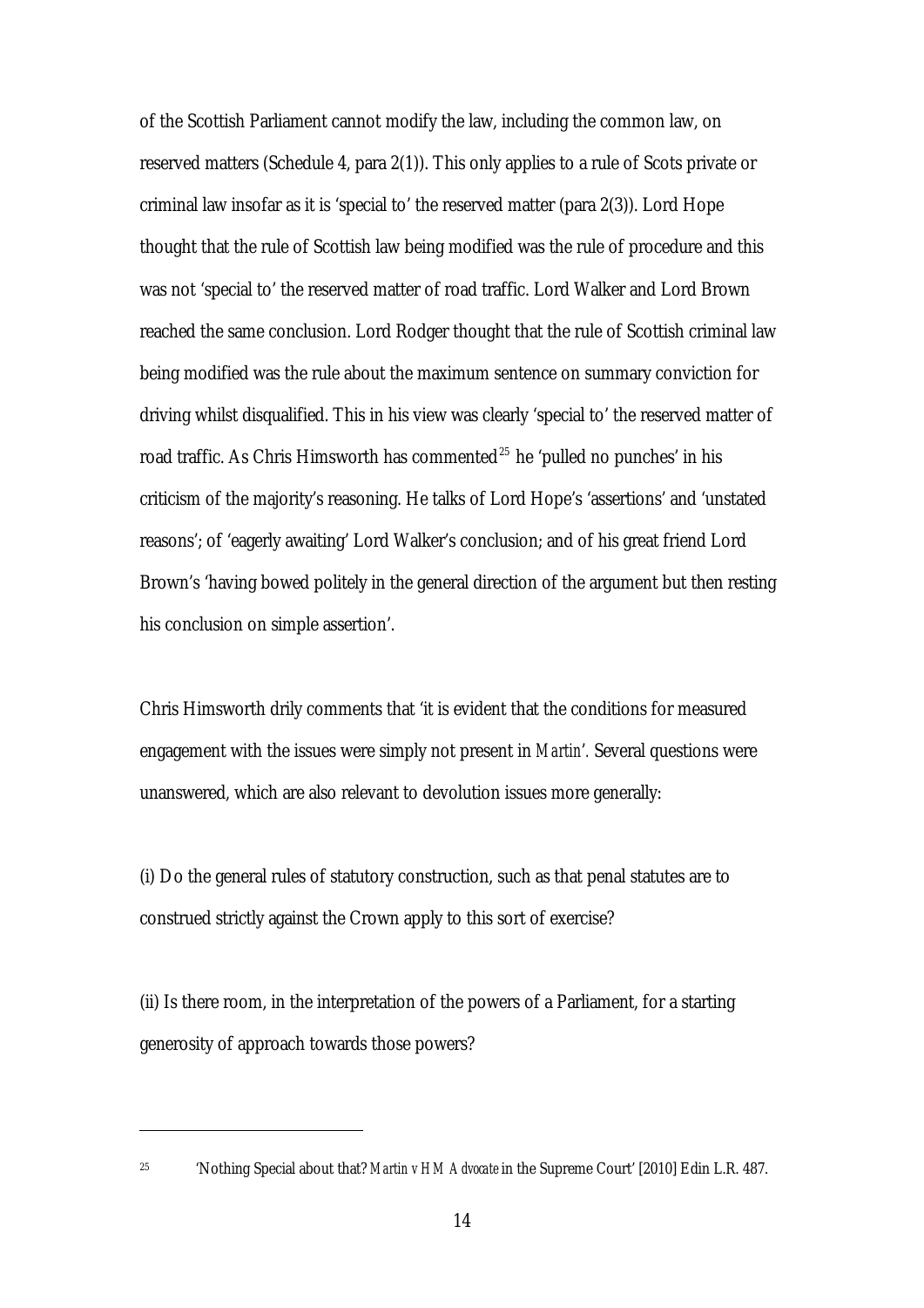of the Scottish Parliament cannot modify the law, including the common law, on reserved matters (Schedule 4, para 2(1)). This only applies to a rule of Scots private or criminal law insofar as it is 'special to' the reserved matter (para 2(3)). Lord Hope thought that the rule of Scottish law being modified was the rule of procedure and this was not 'special to' the reserved matter of road traffic. Lord Walker and Lord Brown reached the same conclusion. Lord Rodger thought that the rule of Scottish criminal law being modified was the rule about the maximum sentence on summary conviction for driving whilst disqualified. This in his view was clearly 'special to' the reserved matter of road traffic. As Chris Himsworth has commented[25] he 'pulled no punches' in his criticism of the majority's reasoning. He talks of Lord Hope's 'assertions' and 'unstated reasons'; of 'eagerly awaiting' Lord Walker's conclusion; and of his great friend Lord Brown's 'having bowed politely in the general direction of the argument but then resting his conclusion on simple assertion'.

Chris Himsworth drily comments that 'it is evident that the conditions for measured engagement with the issues were simply not present in *Martin*'. Several questions were unanswered, which are also relevant to devolution issues more generally:

(i) Do the general rules of statutory construction, such as that penal statutes are to construed strictly against the Crown apply to this sort of exercise?

(ii) Is there room, in the interpretation of the powers of a Parliament, for a starting generosity of approach towards those powers?

---

[25] 'Nothing Special about that? *Martin v HM Advocate* in the Supreme Court' [2010] Edin L.R. 487.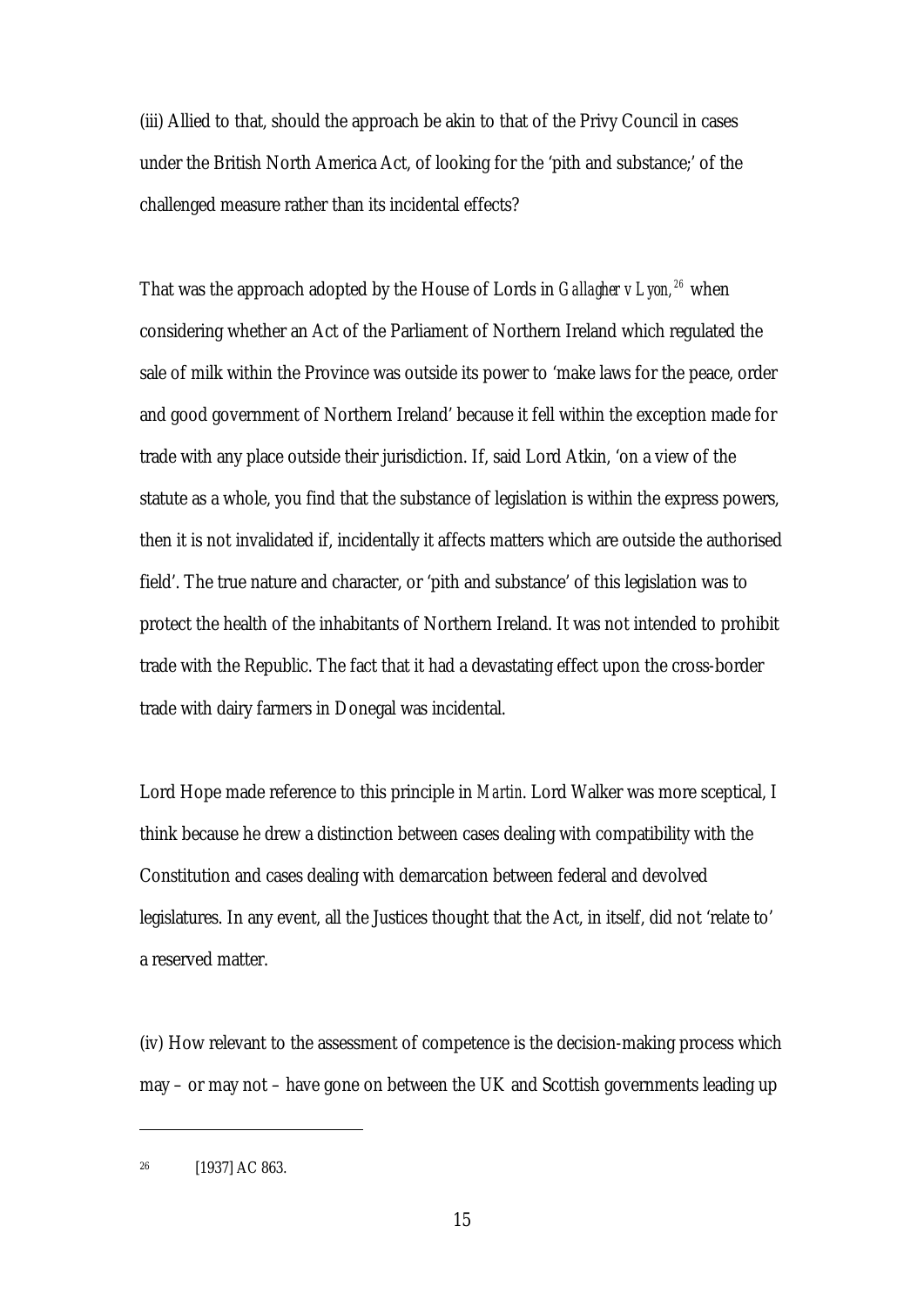(iii) Allied to that, should the approach be akin to that of the Privy Council in cases under the British North America Act, of looking for the 'pith and substance;' of the challenged measure rather than its incidental effects?

That was the approach adopted by the House of Lords in *Gallagher v Lyon,*[26] when considering whether an Act of the Parliament of Northern Ireland which regulated the sale of milk within the Province was outside its power to 'make laws for the peace, order and good government of Northern Ireland' because it fell within the exception made for trade with any place outside their jurisdiction. If, said Lord Atkin, 'on a view of the statute as a whole, you find that the substance of legislation is within the express powers, then it is not invalidated if, incidentally it affects matters which are outside the authorised field'. The true nature and character, or 'pith and substance' of this legislation was to protect the health of the inhabitants of Northern Ireland. It was not intended to prohibit trade with the Republic. The fact that it had a devastating effect upon the cross-border trade with dairy farmers in Donegal was incidental.

Lord Hope made reference to this principle in *Martin*. Lord Walker was more sceptical, I think because he drew a distinction between cases dealing with compatibility with the Constitution and cases dealing with demarcation between federal and devolved legislatures. In any event, all the Justices thought that the Act, in itself, did not 'relate to' a reserved matter.

(iv) How relevant to the assessment of competence is the decision-making process which may – or may not – have gone on between the UK and Scottish governments leading up

[26] [1937] AC 863.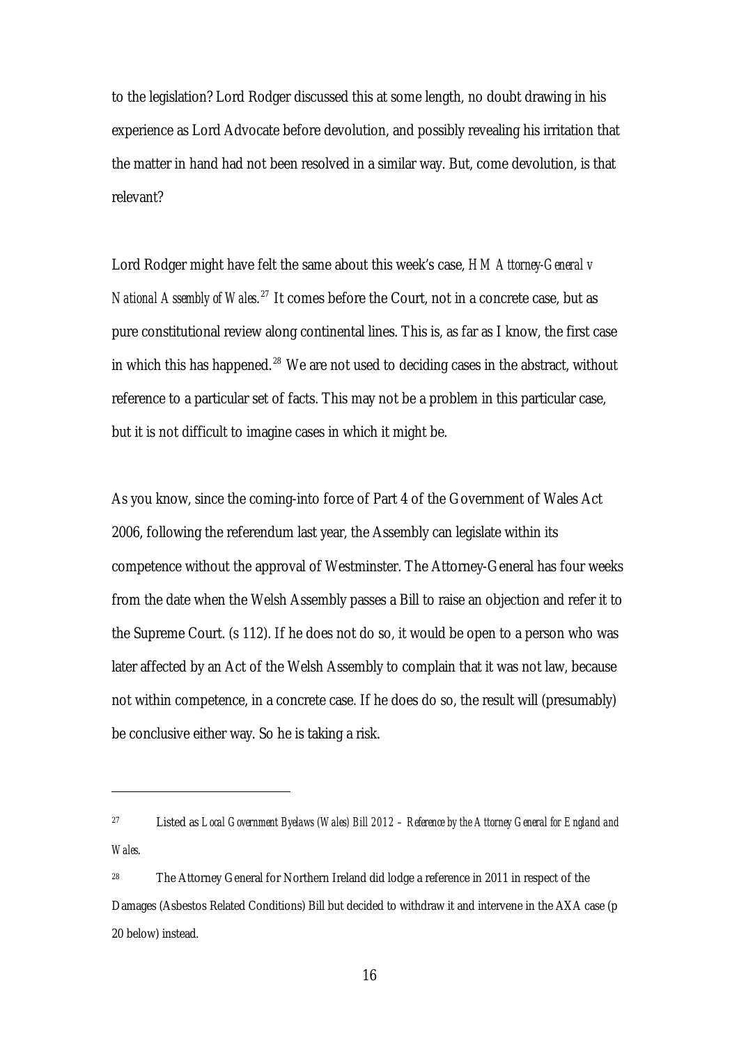to the legislation? Lord Rodger discussed this at some length, no doubt drawing in his experience as Lord Advocate before devolution, and possibly revealing his irritation that the matter in hand had not been resolved in a similar way. But, come devolution, is that relevant?

Lord Rodger might have felt the same about this week's case, *HM Attorney-General v National Assembly of Wales*.[27] It comes before the Court, not in a concrete case, but as pure constitutional review along continental lines. This is, as far as I know, the first case in which this has happened.[28] We are not used to deciding cases in the abstract, without reference to a particular set of facts. This may not be a problem in this particular case, but it is not difficult to imagine cases in which it might be.

As you know, since the coming-into force of Part 4 of the Government of Wales Act 2006, following the referendum last year, the Assembly can legislate within its competence without the approval of Westminster. The Attorney-General has four weeks from the date when the Welsh Assembly passes a Bill to raise an objection and refer it to the Supreme Court. (s 112). If he does not do so, it would be open to a person who was later affected by an Act of the Welsh Assembly to complain that it was not law, because not within competence, in a concrete case. If he does do so, the result will (presumably) be conclusive either way. So he is taking a risk.

---

[27] Listed as *Local Government Byelaws (Wales) Bill 2012 – Reference by the Attorney General for England and Wales*.

[28] The Attorney General for Northern Ireland did lodge a reference in 2011 in respect of the Damages (Asbestos Related Conditions) Bill but decided to withdraw it and intervene in the AXA case (p 20 below) instead.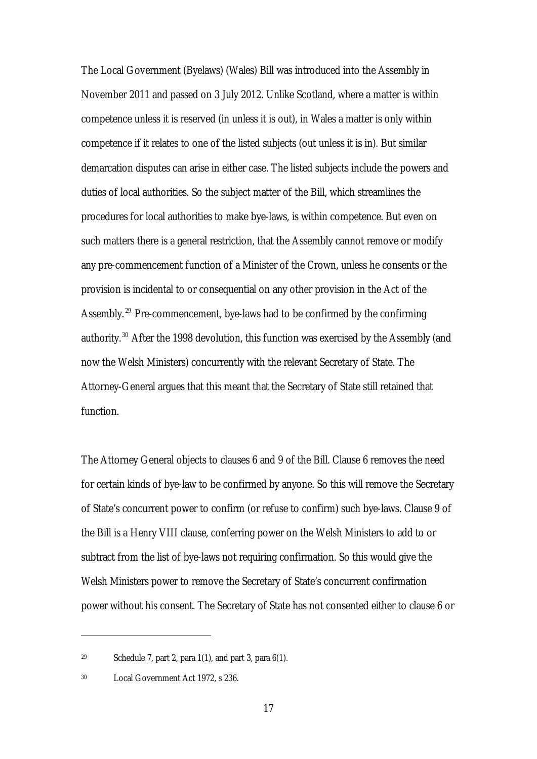The Local Government (Byelaws) (Wales) Bill was introduced into the Assembly in November 2011 and passed on 3 July 2012. Unlike Scotland, where a matter is within competence unless it is reserved (in unless it is out), in Wales a matter is only within competence if it relates to one of the listed subjects (out unless it is in). But similar demarcation disputes can arise in either case. The listed subjects include the powers and duties of local authorities. So the subject matter of the Bill, which streamlines the procedures for local authorities to make bye-laws, is within competence. But even on such matters there is a general restriction, that the Assembly cannot remove or modify any pre-commencement function of a Minister of the Crown, unless he consents or the provision is incidental to or consequential on any other provision in the Act of the Assembly.[29] Pre-commencement, bye-laws had to be confirmed by the confirming authority.[30] After the 1998 devolution, this function was exercised by the Assembly (and now the Welsh Ministers) concurrently with the relevant Secretary of State. The Attorney-General argues that this meant that the Secretary of State still retained that function.

The Attorney General objects to clauses 6 and 9 of the Bill. Clause 6 removes the need for certain kinds of bye-law to be confirmed by anyone. So this will remove the Secretary of State's concurrent power to confirm (or refuse to confirm) such bye-laws. Clause 9 of the Bill is a Henry VIII clause, conferring power on the Welsh Ministers to add to or subtract from the list of bye-laws not requiring confirmation. So this would give the Welsh Ministers power to remove the Secretary of State's concurrent confirmation power without his consent. The Secretary of State has not consented either to clause 6 or

---

[29] Schedule 7, part 2, para 1(1), and part 3, para 6(1).

[30] Local Government Act 1972, s 236.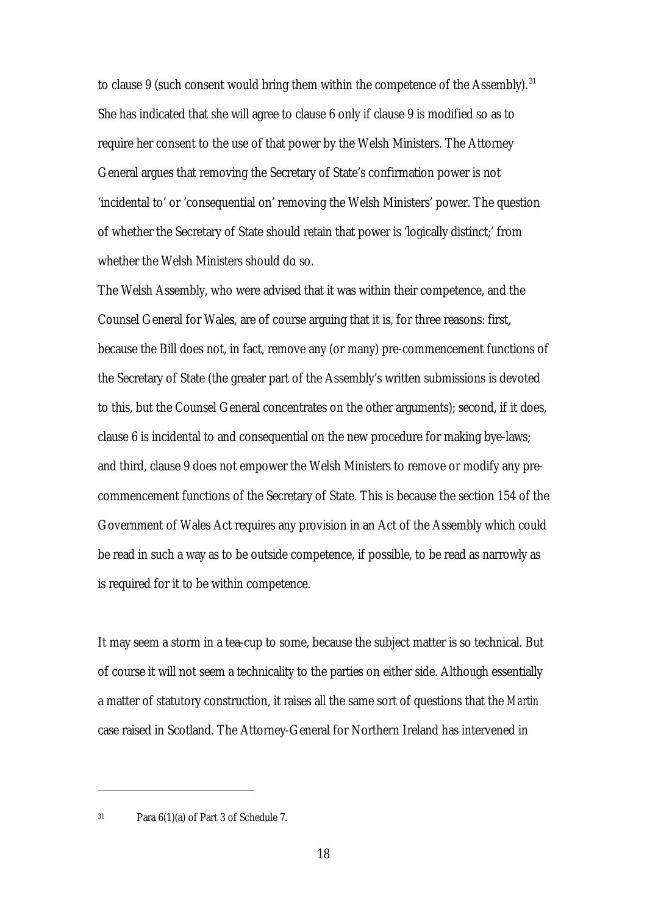to clause 9 (such consent would bring them within the competence of the Assembly).[31] She has indicated that she will agree to clause 6 only if clause 9 is modified so as to require her consent to the use of that power by the Welsh Ministers. The Attorney General argues that removing the Secretary of State's confirmation power is not 'incidental to' or 'consequential on' removing the Welsh Ministers' power. The question of whether the Secretary of State should retain that power is 'logically distinct;' from whether the Welsh Ministers should do so.

The Welsh Assembly, who were advised that it was within their competence, and the Counsel General for Wales, are of course arguing that it is, for three reasons: first, because the Bill does not, in fact, remove any (or many) pre-commencement functions of the Secretary of State (the greater part of the Assembly's written submissions is devoted to this, but the Counsel General concentrates on the other arguments); second, if it does, clause 6 is incidental to and consequential on the new procedure for making bye-laws; and third, clause 9 does not empower the Welsh Ministers to remove or modify any pre-commencement functions of the Secretary of State. This is because the section 154 of the Government of Wales Act requires any provision in an Act of the Assembly which could be read in such a way as to be outside competence, if possible, to be read as narrowly as is required for it to be within competence.

It may seem a storm in a tea-cup to some, because the subject matter is so technical. But of course it will not seem a technicality to the parties on either side. Although essentially a matter of statutory construction, it raises all the same sort of questions that the *Martin* case raised in Scotland. The Attorney-General for Northern Ireland has intervened in

---

[31] Para 6(1)(a) of Part 3 of Schedule 7.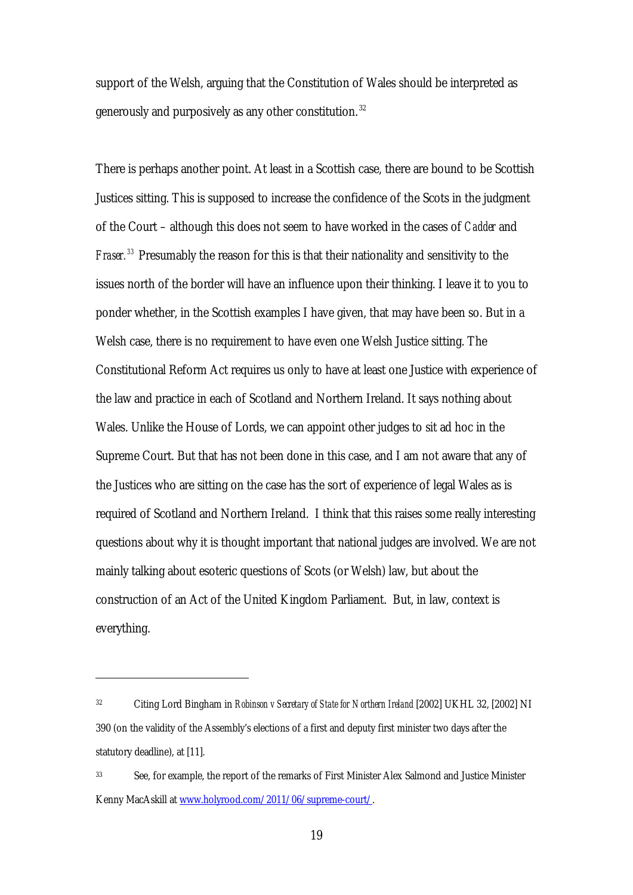support of the Welsh, arguing that the Constitution of Wales should be interpreted as generously and purposively as any other constitution.[32]

There is perhaps another point. At least in a Scottish case, there are bound to be Scottish Justices sitting. This is supposed to increase the confidence of the Scots in the judgment of the Court – although this does not seem to have worked in the cases of *Cadder* and *Fraser.*[33] Presumably the reason for this is that their nationality and sensitivity to the issues north of the border will have an influence upon their thinking. I leave it to you to ponder whether, in the Scottish examples I have given, that may have been so. But in a Welsh case, there is no requirement to have even one Welsh Justice sitting. The Constitutional Reform Act requires us only to have at least one Justice with experience of the law and practice in each of Scotland and Northern Ireland. It says nothing about Wales. Unlike the House of Lords, we can appoint other judges to sit ad hoc in the Supreme Court. But that has not been done in this case, and I am not aware that any of the Justices who are sitting on the case has the sort of experience of legal Wales as is required of Scotland and Northern Ireland. I think that this raises some really interesting questions about why it is thought important that national judges are involved. We are not mainly talking about esoteric questions of Scots (or Welsh) law, but about the construction of an Act of the United Kingdom Parliament. But, in law, context is everything.

---

[32] Citing Lord Bingham in *Robinson v Secretary of State for Northern Ireland* [2002] UKHL 32, [2002] NI 390 (on the validity of the Assembly's elections of a first and deputy first minister two days after the statutory deadline), at [11].

[33] See, for example, the report of the remarks of First Minister Alex Salmond and Justice Minister Kenny MacAskill at www.holyrood.com/2011/06/supreme-court/.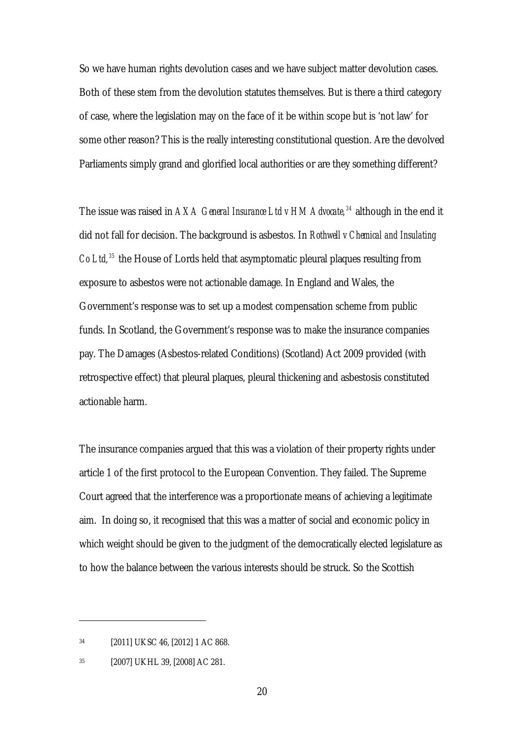So we have human rights devolution cases and we have subject matter devolution cases. Both of these stem from the devolution statutes themselves. But is there a third category of case, where the legislation may on the face of it be within scope but is 'not law' for some other reason? This is the really interesting constitutional question. Are the devolved Parliaments simply grand and glorified local authorities or are they something different?

The issue was raised in *AXA General Insurance Ltd v HM Advocate*,[34] although in the end it did not fall for decision. The background is asbestos. In *Rothwell v Chemical and Insulating Co Ltd*,[35] the House of Lords held that asymptomatic pleural plaques resulting from exposure to asbestos were not actionable damage. In England and Wales, the Government's response was to set up a modest compensation scheme from public funds. In Scotland, the Government's response was to make the insurance companies pay. The Damages (Asbestos-related Conditions) (Scotland) Act 2009 provided (with retrospective effect) that pleural plaques, pleural thickening and asbestosis constituted actionable harm.

The insurance companies argued that this was a violation of their property rights under article 1 of the first protocol to the European Convention. They failed. The Supreme Court agreed that the interference was a proportionate means of achieving a legitimate aim. In doing so, it recognised that this was a matter of social and economic policy in which weight should be given to the judgment of the democratically elected legislature as to how the balance between the various interests should be struck. So the Scottish

---

[34] [2011] UKSC 46, [2012] 1 AC 868.

[35] [2007] UKHL 39, [2008] AC 281.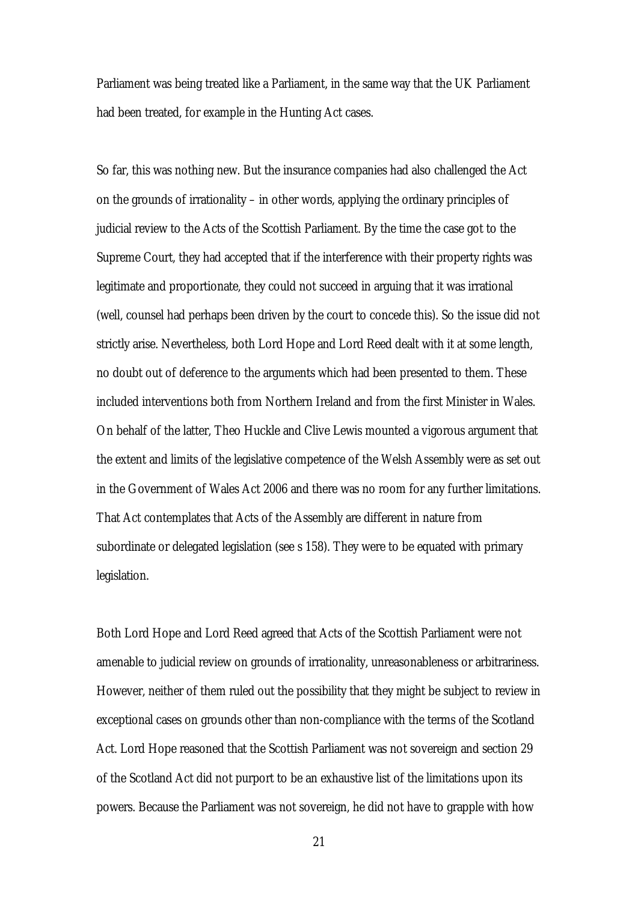Parliament was being treated like a Parliament, in the same way that the UK Parliament had been treated, for example in the Hunting Act cases.

So far, this was nothing new. But the insurance companies had also challenged the Act on the grounds of irrationality – in other words, applying the ordinary principles of judicial review to the Acts of the Scottish Parliament. By the time the case got to the Supreme Court, they had accepted that if the interference with their property rights was legitimate and proportionate, they could not succeed in arguing that it was irrational (well, counsel had perhaps been driven by the court to concede this). So the issue did not strictly arise. Nevertheless, both Lord Hope and Lord Reed dealt with it at some length, no doubt out of deference to the arguments which had been presented to them. These included interventions both from Northern Ireland and from the first Minister in Wales. On behalf of the latter, Theo Huckle and Clive Lewis mounted a vigorous argument that the extent and limits of the legislative competence of the Welsh Assembly were as set out in the Government of Wales Act 2006 and there was no room for any further limitations. That Act contemplates that Acts of the Assembly are different in nature from subordinate or delegated legislation (see s 158). They were to be equated with primary legislation.

Both Lord Hope and Lord Reed agreed that Acts of the Scottish Parliament were not amenable to judicial review on grounds of irrationality, unreasonableness or arbitrariness. However, neither of them ruled out the possibility that they might be subject to review in exceptional cases on grounds other than non-compliance with the terms of the Scotland Act. Lord Hope reasoned that the Scottish Parliament was not sovereign and section 29 of the Scotland Act did not purport to be an exhaustive list of the limitations upon its powers. Because the Parliament was not sovereign, he did not have to grapple with how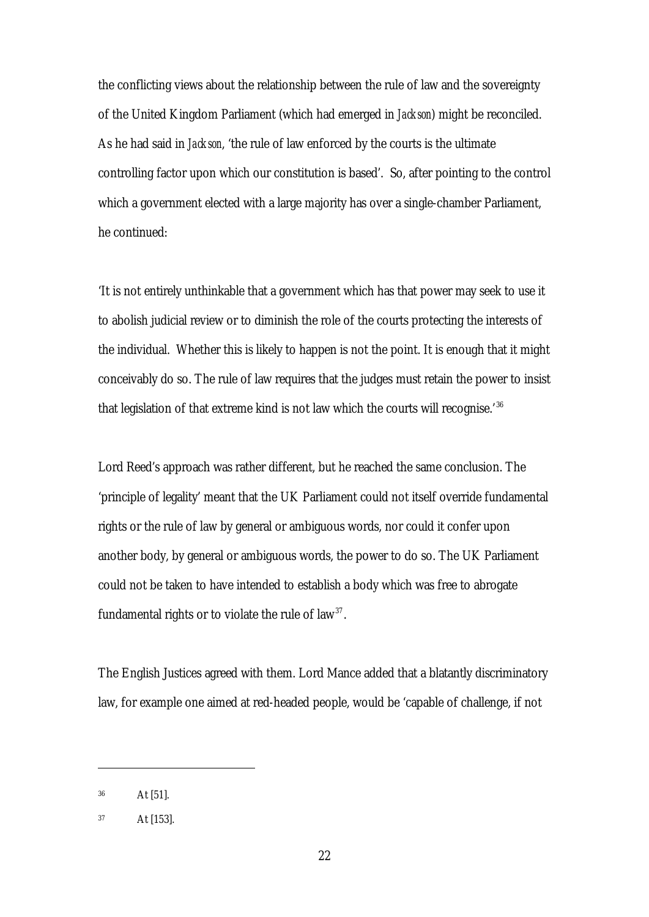the conflicting views about the relationship between the rule of law and the sovereignty of the United Kingdom Parliament (which had emerged in *Jackson*) might be reconciled. As he had said in *Jackson*, 'the rule of law enforced by the courts is the ultimate controlling factor upon which our constitution is based'. So, after pointing to the control which a government elected with a large majority has over a single-chamber Parliament, he continued:

'It is not entirely unthinkable that a government which has that power may seek to use it to abolish judicial review or to diminish the role of the courts protecting the interests of the individual. Whether this is likely to happen is not the point. It is enough that it might conceivably do so. The rule of law requires that the judges must retain the power to insist that legislation of that extreme kind is not law which the courts will recognise.'[36]

Lord Reed's approach was rather different, but he reached the same conclusion. The 'principle of legality' meant that the UK Parliament could not itself override fundamental rights or the rule of law by general or ambiguous words, nor could it confer upon another body, by general or ambiguous words, the power to do so. The UK Parliament could not be taken to have intended to establish a body which was free to abrogate fundamental rights or to violate the rule of law[37].

The English Justices agreed with them. Lord Mance added that a blatantly discriminatory law, for example one aimed at red-headed people, would be 'capable of challenge, if not

---

[36] At [51].

[37] At [153].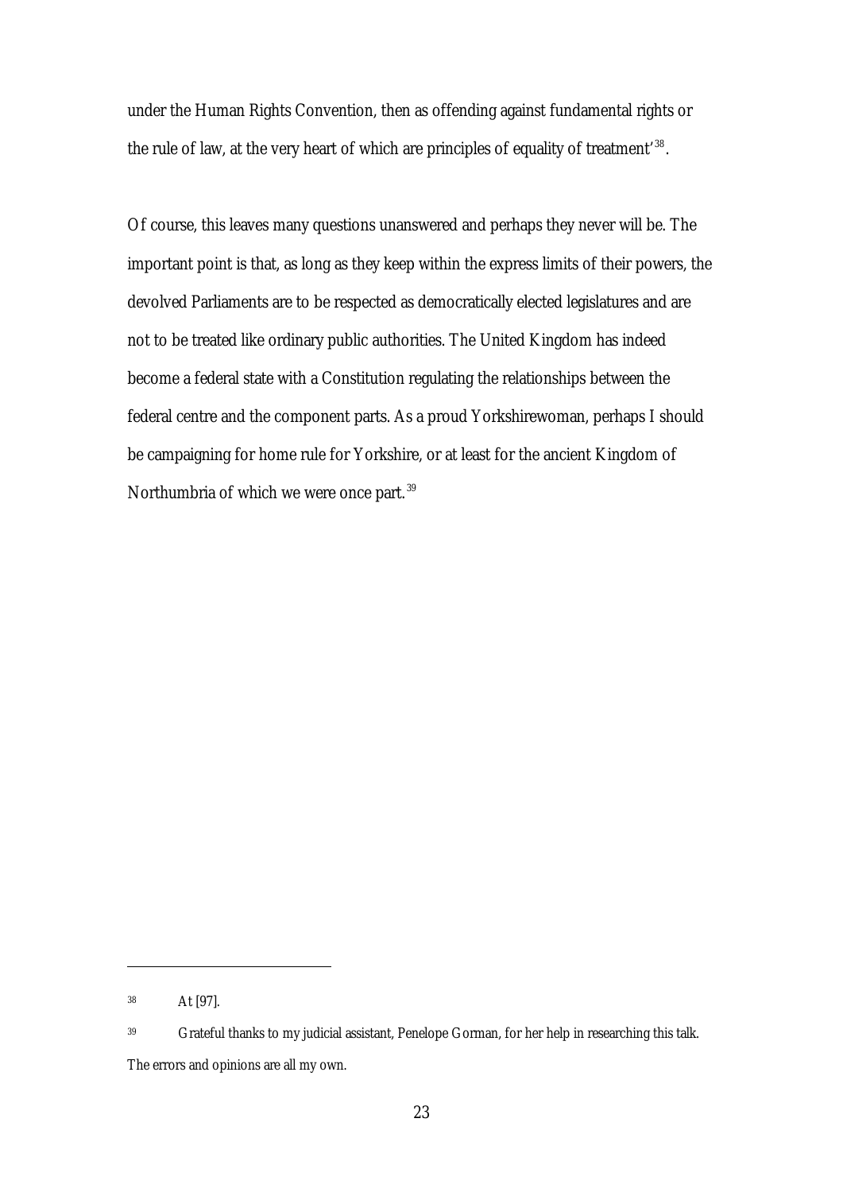under the Human Rights Convention, then as offending against fundamental rights or the rule of law, at the very heart of which are principles of equality of treatment'[38].

Of course, this leaves many questions unanswered and perhaps they never will be. The important point is that, as long as they keep within the express limits of their powers, the devolved Parliaments are to be respected as democratically elected legislatures and are not to be treated like ordinary public authorities. The United Kingdom has indeed become a federal state with a Constitution regulating the relationships between the federal centre and the component parts. As a proud Yorkshirewoman, perhaps I should be campaigning for home rule for Yorkshire, or at least for the ancient Kingdom of Northumbria of which we were once part.[39]

---

[38] At [97].

[39] Grateful thanks to my judicial assistant, Penelope Gorman, for her help in researching this talk. The errors and opinions are all my own.